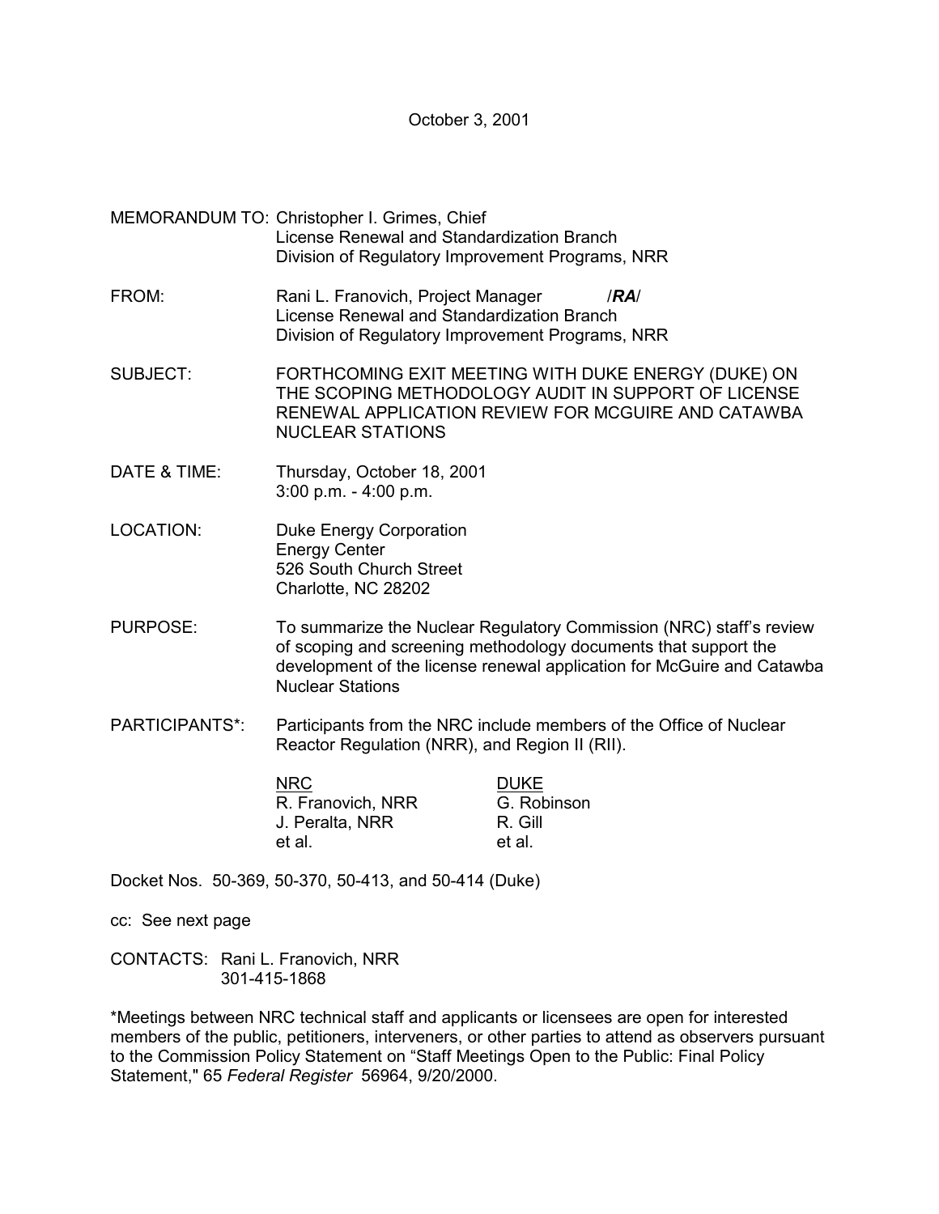October 3, 2001

MEMORANDUM TO: Christopher I. Grimes, Chief
License Renewal and Standardization Branch
Division of Regulatory Improvement Programs, NRR

FROM: Rani L. Franovich, Project Manager /***RA***/
License Renewal and Standardization Branch
Division of Regulatory Improvement Programs, NRR

SUBJECT: FORTHCOMING EXIT MEETING WITH DUKE ENERGY (DUKE) ON THE SCOPING METHODOLOGY AUDIT IN SUPPORT OF LICENSE RENEWAL APPLICATION REVIEW FOR MCGUIRE AND CATAWBA NUCLEAR STATIONS

DATE & TIME: Thursday, October 18, 2001
3:00 p.m. - 4:00 p.m.

LOCATION: Duke Energy Corporation
Energy Center
526 South Church Street
Charlotte, NC 28202

PURPOSE: To summarize the Nuclear Regulatory Commission (NRC) staff's review of scoping and screening methodology documents that support the development of the license renewal application for McGuire and Catawba Nuclear Stations

PARTICIPANTS*: Participants from the NRC include members of the Office of Nuclear Reactor Regulation (NRR), and Region II (RII).

| <u>NRC</u> | <u>DUKE</u> |
|---|---|
| R. Franovich, NRR | G. Robinson |
| J. Peralta, NRR | R. Gill |
| et al. | et al. |

Docket Nos. 50-369, 50-370, 50-413, and 50-414 (Duke)

cc: See next page

CONTACTS: Rani L. Franovich, NRR
301-415-1868

*Meetings between NRC technical staff and applicants or licensees are open for interested members of the public, petitioners, interveners, or other parties to attend as observers pursuant to the Commission Policy Statement on "Staff Meetings Open to the Public: Final Policy Statement," 65 *Federal Register* 56964, 9/20/2000.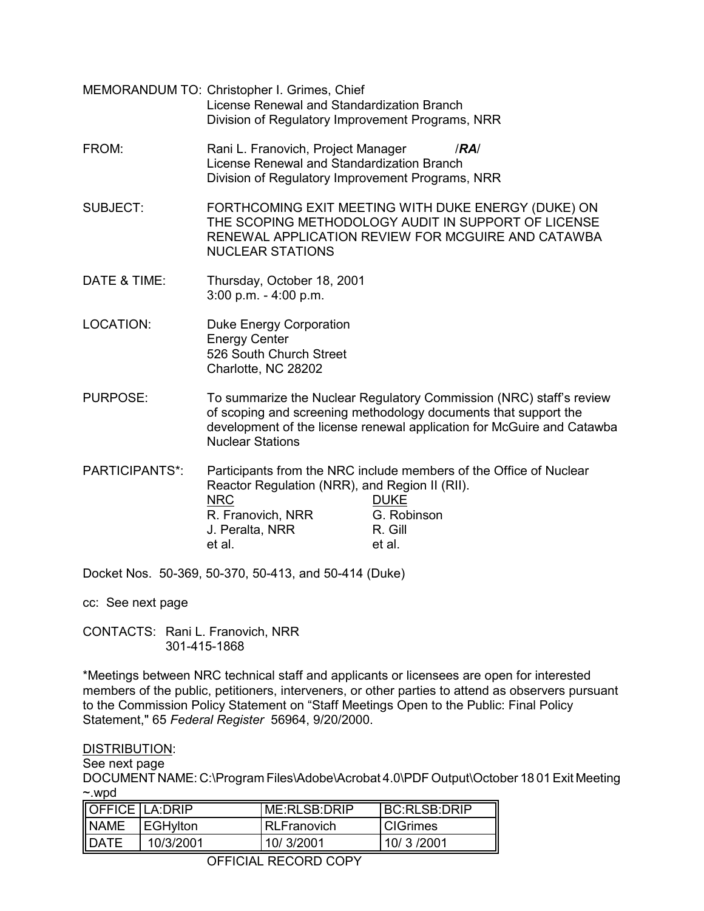MEMORANDUM TO: Christopher I. Grimes, Chief
License Renewal and Standardization Branch
Division of Regulatory Improvement Programs, NRR

FROM: Rani L. Franovich, Project Manager /***RA***/
License Renewal and Standardization Branch
Division of Regulatory Improvement Programs, NRR

SUBJECT: FORTHCOMING EXIT MEETING WITH DUKE ENERGY (DUKE) ON THE SCOPING METHODOLOGY AUDIT IN SUPPORT OF LICENSE RENEWAL APPLICATION REVIEW FOR MCGUIRE AND CATAWBA NUCLEAR STATIONS

DATE & TIME: Thursday, October 18, 2001
3:00 p.m. - 4:00 p.m.

LOCATION: Duke Energy Corporation
Energy Center
526 South Church Street
Charlotte, NC 28202

PURPOSE: To summarize the Nuclear Regulatory Commission (NRC) staff's review of scoping and screening methodology documents that support the development of the license renewal application for McGuire and Catawba Nuclear Stations

PARTICIPANTS*: Participants from the NRC include members of the Office of Nuclear Reactor Regulation (NRR), and Region II (RII).

| NRC | DUKE |
|---|---|
| R. Franovich, NRR | G. Robinson |
| J. Peralta, NRR | R. Gill |
| et al. | et al. |

Docket Nos. 50-369, 50-370, 50-413, and 50-414 (Duke)

cc: See next page

CONTACTS: Rani L. Franovich, NRR
301-415-1868

*Meetings between NRC technical staff and applicants or licensees are open for interested members of the public, petitioners, interveners, or other parties to attend as observers pursuant to the Commission Policy Statement on "Staff Meetings Open to the Public: Final Policy Statement," 65 *Federal Register* 56964, 9/20/2000.

<u>DISTRIBUTION</u>:
See next page
DOCUMENT NAME: C:\Program Files\Adobe\Acrobat 4.0\PDF Output\October 18 01 Exit Meeting ~.wpd

| OFFICE | LA:DRIP | ME:RLSB:DRIP | BC:RLSB:DRIP |
|---|---|---|---|
| NAME | EGHylton | RLFranovich | CIGrimes |
| DATE | 10/3/2001 | 10/ 3/2001 | 10/ 3 /2001 |

OFFICIAL RECORD COPY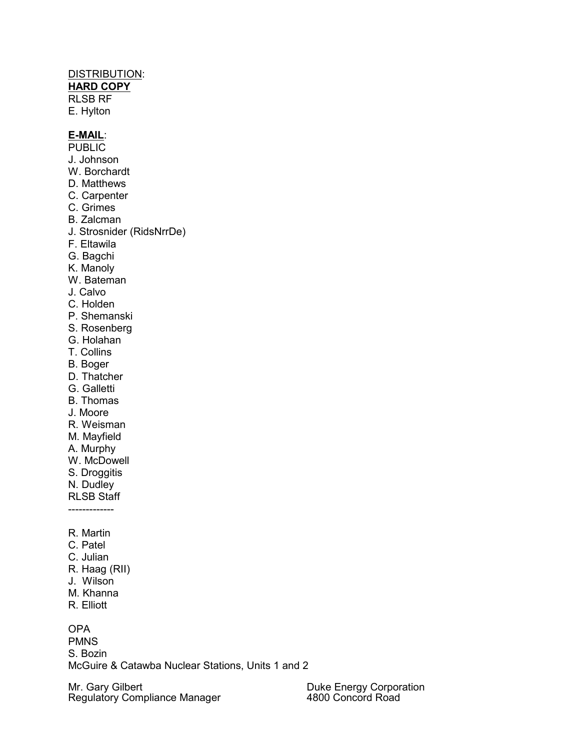DISTRIBUTION:

**HARD COPY**

RLSB RF
E. Hylton

**E-MAIL**:

PUBLIC
J. Johnson
W. Borchardt
D. Matthews
C. Carpenter
C. Grimes
B. Zalcman
J. Strosnider (RidsNrrDe)
F. Eltawila
G. Bagchi
K. Manoly
W. Bateman
J. Calvo
C. Holden
P. Shemanski
S. Rosenberg
G. Holahan
T. Collins
B. Boger
D. Thatcher
G. Galletti
B. Thomas
J. Moore
R. Weisman
M. Mayfield
A. Murphy
W. McDowell
S. Droggitis
N. Dudley
RLSB Staff

-------------

R. Martin
C. Patel
C. Julian
R. Haag (RII)
J. Wilson
M. Khanna
R. Elliott

OPA
PMNS
S. Bozin
McGuire & Catawba Nuclear Stations, Units 1 and 2

Mr. Gary Gilbert
Regulatory Compliance Manager

Duke Energy Corporation
4800 Concord Road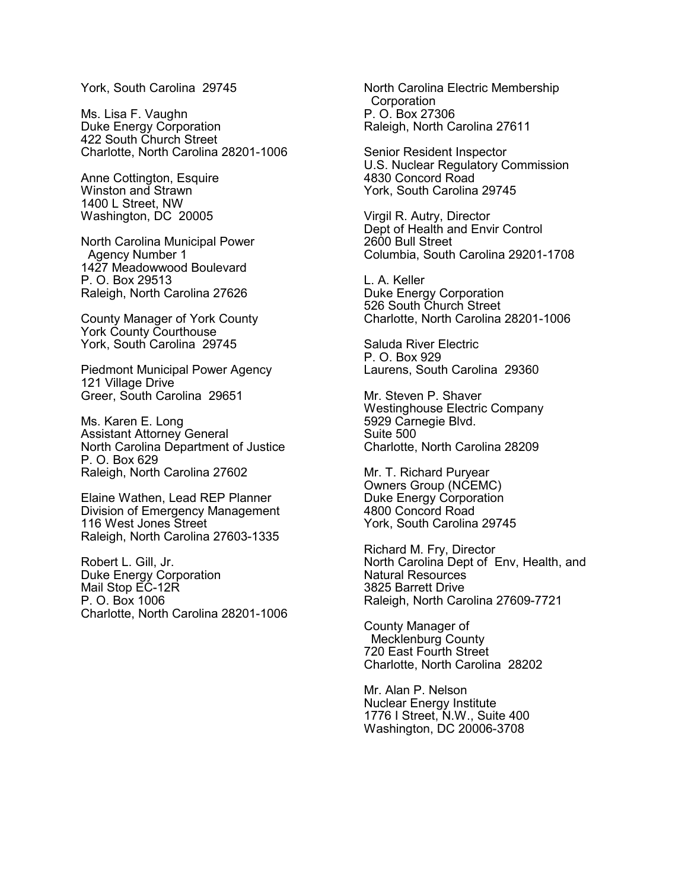York, South Carolina 29745

Ms. Lisa F. Vaughn
Duke Energy Corporation
422 South Church Street
Charlotte, North Carolina 28201-1006

Anne Cottington, Esquire
Winston and Strawn
1400 L Street, NW
Washington, DC 20005

North Carolina Municipal Power
Agency Number 1
1427 Meadowwood Boulevard
P. O. Box 29513
Raleigh, North Carolina 27626

County Manager of York County
York County Courthouse
York, South Carolina 29745

Piedmont Municipal Power Agency
121 Village Drive
Greer, South Carolina 29651

Ms. Karen E. Long
Assistant Attorney General
North Carolina Department of Justice
P. O. Box 629
Raleigh, North Carolina 27602

Elaine Wathen, Lead REP Planner
Division of Emergency Management
116 West Jones Street
Raleigh, North Carolina 27603-1335

Robert L. Gill, Jr.
Duke Energy Corporation
Mail Stop EC-12R
P. O. Box 1006
Charlotte, North Carolina 28201-1006

North Carolina Electric Membership
Corporation
P. O. Box 27306
Raleigh, North Carolina 27611

Senior Resident Inspector
U.S. Nuclear Regulatory Commission
4830 Concord Road
York, South Carolina 29745

Virgil R. Autry, Director
Dept of Health and Envir Control
2600 Bull Street
Columbia, South Carolina 29201-1708

L. A. Keller
Duke Energy Corporation
526 South Church Street
Charlotte, North Carolina 28201-1006

Saluda River Electric
P. O. Box 929
Laurens, South Carolina 29360

Mr. Steven P. Shaver
Westinghouse Electric Company
5929 Carnegie Blvd.
Suite 500
Charlotte, North Carolina 28209

Mr. T. Richard Puryear
Owners Group (NCEMC)
Duke Energy Corporation
4800 Concord Road
York, South Carolina 29745

Richard M. Fry, Director
North Carolina Dept of Env, Health, and
Natural Resources
3825 Barrett Drive
Raleigh, North Carolina 27609-7721

County Manager of
Mecklenburg County
720 East Fourth Street
Charlotte, North Carolina 28202

Mr. Alan P. Nelson
Nuclear Energy Institute
1776 I Street, N.W., Suite 400
Washington, DC 20006-3708